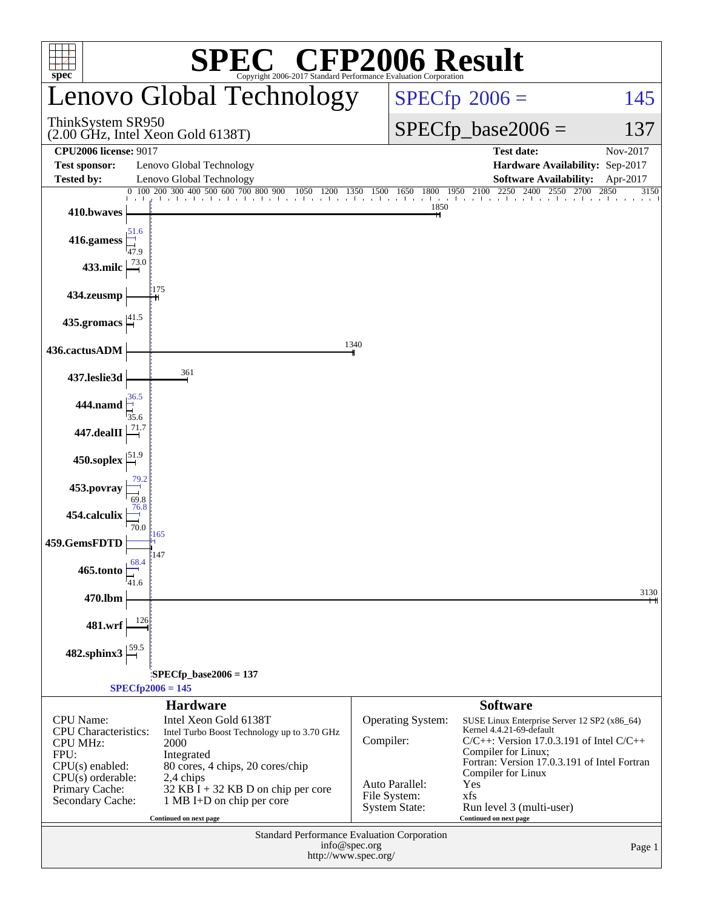# SPEC CFP2006 Result

Copyright 2006-2017 Standard Performance Evaluation Corporation

## Lenovo Global Technology

ThinkSystem SR950
(2.00 GHz, Intel Xeon Gold 6138T)

SPECfp 2006 = 145

SPECfp_base2006 = 137

| | | | |
|---|---|---|---|
| **CPU2006 license:** 9017 | | **Test date:** | Nov-2017 |
| **Test sponsor:** | Lenovo Global Technology | **Hardware Availability:** | Sep-2017 |
| **Tested by:** | Lenovo Global Technology | **Software Availability:** | Apr-2017 |

| Benchmark | Peak | Base |
|---|---|---|
| 410.bwaves | | 1850 |
| 416.gamess | 51.6 | 47.9 |
| 433.milc | | 73.0 |
| 434.zeusmp | | 175 |
| 435.gromacs | | 41.5 |
| 436.cactusADM | | 1340 |
| 437.leslie3d | | 361 |
| 444.namd | 36.5 | 35.6 |
| 447.dealII | | 71.7 |
| 450.soplex | | 51.9 |
| 453.povray | 79.2 | 69.8 |
| 454.calculix | 76.8 | 70.0 |
| 459.GemsFDTD | 165 | 147 |
| 465.tonto | 68.4 | 41.6 |
| 470.lbm | | 3130 |
| 481.wrf | | 126 |
| 482.sphinx3 | | 59.5 |

SPECfp_base2006 = 137

SPECfp2006 = 145

### Hardware

| | |
|---|---|
| CPU Name: | Intel Xeon Gold 6138T |
| CPU Characteristics: | Intel Turbo Boost Technology up to 3.70 GHz |
| CPU MHz: | 2000 |
| FPU: | Integrated |
| CPU(s) enabled: | 80 cores, 4 chips, 20 cores/chip |
| CPU(s) orderable: | 2,4 chips |
| Primary Cache: | 32 KB I + 32 KB D on chip per core |
| Secondary Cache: | 1 MB I+D on chip per core |

Continued on next page

### Software

| | |
|---|---|
| Operating System: | SUSE Linux Enterprise Server 12 SP2 (x86_64) Kernel 4.4.21-69-default |
| Compiler: | C/C++: Version 17.0.3.191 of Intel C/C++ Compiler for Linux; Fortran: Version 17.0.3.191 of Intel Fortran Compiler for Linux |
| Auto Parallel: | Yes |
| File System: | xfs |
| System State: | Run level 3 (multi-user) |

Continued on next page

Standard Performance Evaluation Corporation
info@spec.org
http://www.spec.org/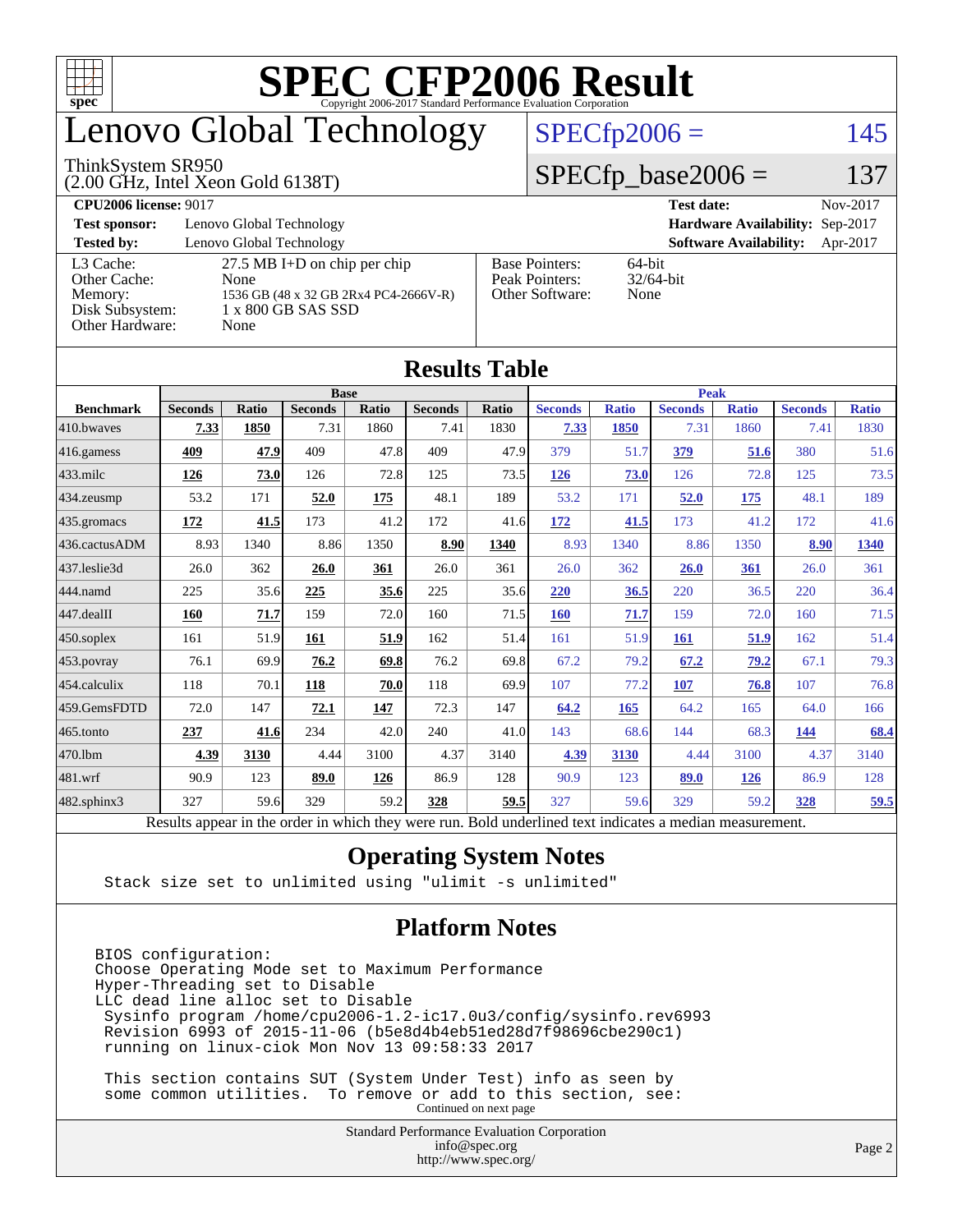# SPEC CFP2006 Result

Copyright 2006-2017 Standard Performance Evaluation Corporation

# Lenovo Global Technology

ThinkSystem SR950
(2.00 GHz, Intel Xeon Gold 6138T)

SPECfp2006 = 145

SPECfp_base2006 = 137

| | | | |
|---|---|---|---|
| **CPU2006 license:** 9017 | | **Test date:** | Nov-2017 |
| **Test sponsor:** | Lenovo Global Technology | **Hardware Availability:** | Sep-2017 |
| **Tested by:** | Lenovo Global Technology | **Software Availability:** | Apr-2017 |

| | |
|---|---|
| L3 Cache: | 27.5 MB I+D on chip per chip |
| Other Cache: | None |
| Memory: | 1536 GB (48 x 32 GB 2Rx4 PC4-2666V-R) |
| Disk Subsystem: | 1 x 800 GB SAS SSD |
| Other Hardware: | None |

| | |
|---|---|
| Base Pointers: | 64-bit |
| Peak Pointers: | 32/64-bit |
| Other Software: | None |

## Results Table

| Benchmark | Base | | | | | | Peak | | | | | |
|---|---|---|---|---|---|---|---|---|---|---|---|---|
| | Seconds | Ratio | Seconds | Ratio | Seconds | Ratio | Seconds | Ratio | Seconds | Ratio | Seconds | Ratio |
| 410.bwaves | **7.33** | **1850** | 7.31 | 1860 | 7.41 | 1830 | **7.33** | **1850** | 7.31 | 1860 | 7.41 | 1830 |
| 416.gamess | **409** | **47.9** | 409 | 47.8 | 409 | 47.9 | 379 | 51.7 | **379** | **51.6** | 380 | 51.6 |
| 433.milc | **126** | **73.0** | 126 | 72.8 | 125 | 73.5 | **126** | **73.0** | 126 | 72.8 | 125 | 73.5 |
| 434.zeusmp | 53.2 | 171 | **52.0** | **175** | 48.1 | 189 | 53.2 | 171 | **52.0** | **175** | 48.1 | 189 |
| 435.gromacs | **172** | **41.5** | 173 | 41.2 | 172 | 41.6 | **172** | **41.5** | 173 | 41.2 | 172 | 41.6 |
| 436.cactusADM | 8.93 | 1340 | 8.86 | 1350 | **8.90** | **1340** | 8.93 | 1340 | 8.86 | 1350 | **8.90** | **1340** |
| 437.leslie3d | 26.0 | 362 | **26.0** | **361** | 26.0 | 361 | 26.0 | 362 | **26.0** | **361** | 26.0 | 361 |
| 444.namd | 225 | 35.6 | **225** | **35.6** | 225 | 35.6 | **220** | **36.5** | 220 | 36.5 | 220 | 36.4 |
| 447.dealII | **160** | **71.7** | 159 | 72.0 | 160 | 71.5 | **160** | **71.7** | 159 | 72.0 | 160 | 71.5 |
| 450.soplex | 161 | 51.9 | **161** | **51.9** | 162 | 51.4 | 161 | 51.9 | **161** | **51.9** | 162 | 51.4 |
| 453.povray | 76.1 | 69.9 | **76.2** | **69.8** | 76.2 | 69.8 | 67.2 | 79.2 | **67.2** | **79.2** | 67.1 | 79.3 |
| 454.calculix | 118 | 70.1 | **118** | **70.0** | 118 | 69.9 | 107 | 77.2 | **107** | **76.8** | 107 | 76.8 |
| 459.GemsFDTD | 72.0 | 147 | **72.1** | **147** | 72.3 | 147 | **64.2** | **165** | 64.2 | 165 | 64.0 | 166 |
| 465.tonto | **237** | **41.6** | 234 | 42.0 | 240 | 41.0 | 143 | 68.6 | 144 | 68.3 | **144** | **68.4** |
| 470.lbm | **4.39** | **3130** | 4.44 | 3100 | 4.37 | 3140 | **4.39** | **3130** | 4.44 | 3100 | 4.37 | 3140 |
| 481.wrf | 90.9 | 123 | **89.0** | **126** | 86.9 | 128 | 90.9 | 123 | **89.0** | **126** | 86.9 | 128 |
| 482.sphinx3 | 327 | 59.6 | 329 | 59.2 | **328** | **59.5** | 327 | 59.6 | 329 | 59.2 | **328** | **59.5** |

Results appear in the order in which they were run. Bold underlined text indicates a median measurement.

## Operating System Notes

```
Stack size set to unlimited using "ulimit -s unlimited"
```

## Platform Notes

```
BIOS configuration:
Choose Operating Mode set to Maximum Performance
Hyper-Threading set to Disable
LLC dead line alloc set to Disable
 Sysinfo program /home/cpu2006-1.2-ic17.0u3/config/sysinfo.rev6993
 Revision 6993 of 2015-11-06 (b5e8d4b4eb51ed28d7f98696cbe290c1)
 running on linux-ciok Mon Nov 13 09:58:33 2017

 This section contains SUT (System Under Test) info as seen by
 some common utilities.  To remove or add to this section, see:
```

Continued on next page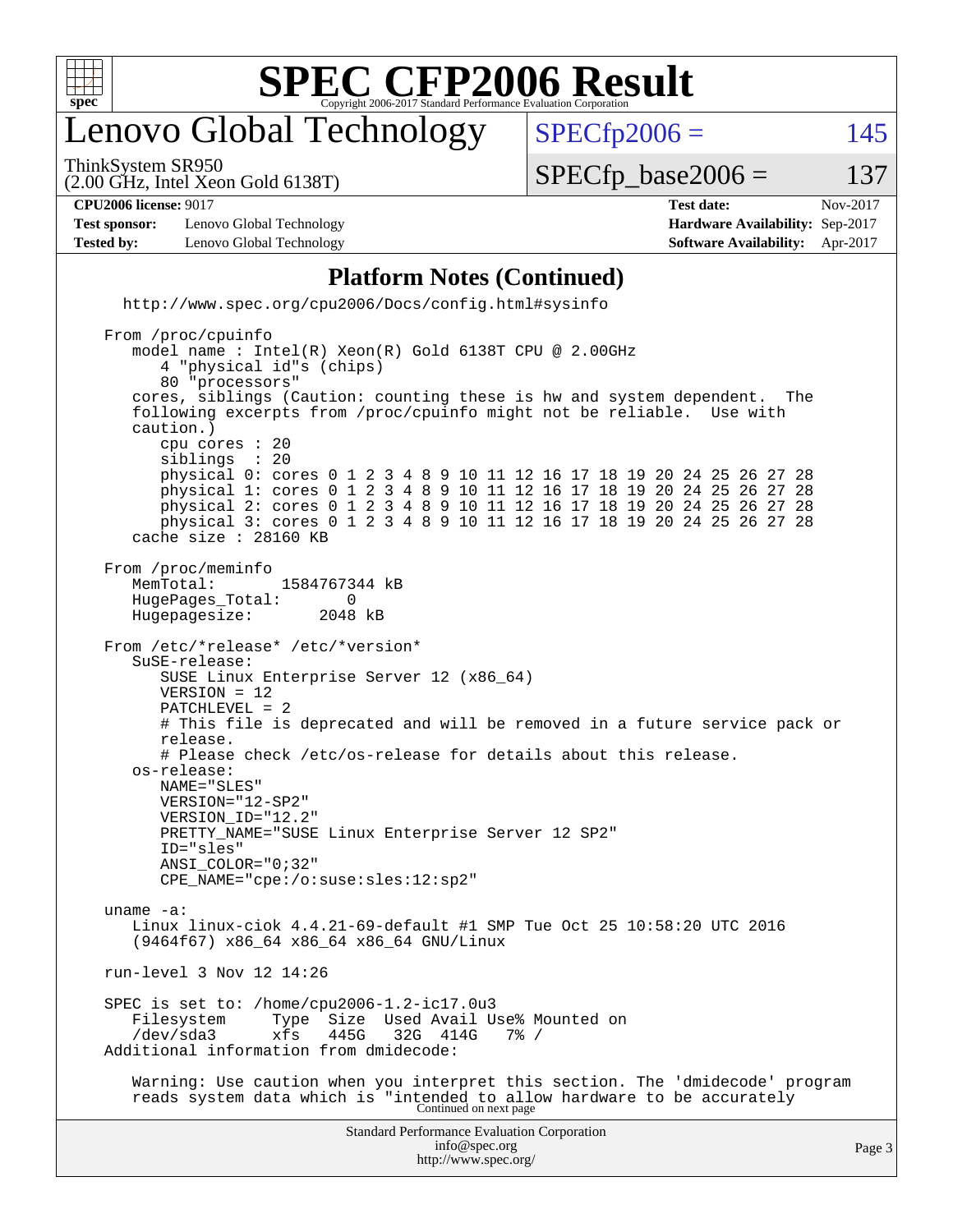# SPEC CFP2006 Result

Copyright 2006-2017 Standard Performance Evaluation Corporation

## Lenovo Global Technology

ThinkSystem SR950
(2.00 GHz, Intel Xeon Gold 6138T)

SPECfp2006 = 145

SPECfp_base2006 = 137

| | | | |
|---|---|---|---|
| **CPU2006 license:** 9017 | | **Test date:** | Nov-2017 |
| **Test sponsor:** | Lenovo Global Technology | **Hardware Availability:** | Sep-2017 |
| **Tested by:** | Lenovo Global Technology | **Software Availability:** | Apr-2017 |

### Platform Notes (Continued)

```
   http://www.spec.org/cpu2006/Docs/config.html#sysinfo

 From /proc/cpuinfo
    model name : Intel(R) Xeon(R) Gold 6138T CPU @ 2.00GHz
       4 "physical id"s (chips)
       80 "processors"
    cores, siblings (Caution: counting these is hw and system dependent.  The
    following excerpts from /proc/cpuinfo might not be reliable.  Use with
    caution.)
       cpu cores : 20
       siblings  : 20
       physical 0: cores 0 1 2 3 4 8 9 10 11 12 16 17 18 19 20 24 25 26 27 28
       physical 1: cores 0 1 2 3 4 8 9 10 11 12 16 17 18 19 20 24 25 26 27 28
       physical 2: cores 0 1 2 3 4 8 9 10 11 12 16 17 18 19 20 24 25 26 27 28
       physical 3: cores 0 1 2 3 4 8 9 10 11 12 16 17 18 19 20 24 25 26 27 28
    cache size : 28160 KB

 From /proc/meminfo
    MemTotal:       1584767344 kB
    HugePages_Total:       0
    Hugepagesize:       2048 kB

 From /etc/*release* /etc/*version*
    SuSE-release:
       SUSE Linux Enterprise Server 12 (x86_64)
       VERSION = 12
       PATCHLEVEL = 2
       # This file is deprecated and will be removed in a future service pack or
       release.
       # Please check /etc/os-release for details about this release.
    os-release:
       NAME="SLES"
       VERSION="12-SP2"
       VERSION_ID="12.2"
       PRETTY_NAME="SUSE Linux Enterprise Server 12 SP2"
       ID="sles"
       ANSI_COLOR="0;32"
       CPE_NAME="cpe:/o:suse:sles:12:sp2"

 uname -a:
    Linux linux-ciok 4.4.21-69-default #1 SMP Tue Oct 25 10:58:20 UTC 2016
    (9464f67) x86_64 x86_64 x86_64 GNU/Linux

 run-level 3 Nov 12 14:26

 SPEC is set to: /home/cpu2006-1.2-ic17.0u3
    Filesystem     Type  Size  Used Avail Use% Mounted on
    /dev/sda3      xfs   445G   32G  414G   7% /
 Additional information from dmidecode:

    Warning: Use caution when you interpret this section. The 'dmidecode' program
    reads system data which is "intended to allow hardware to be accurately
```

Continued on next page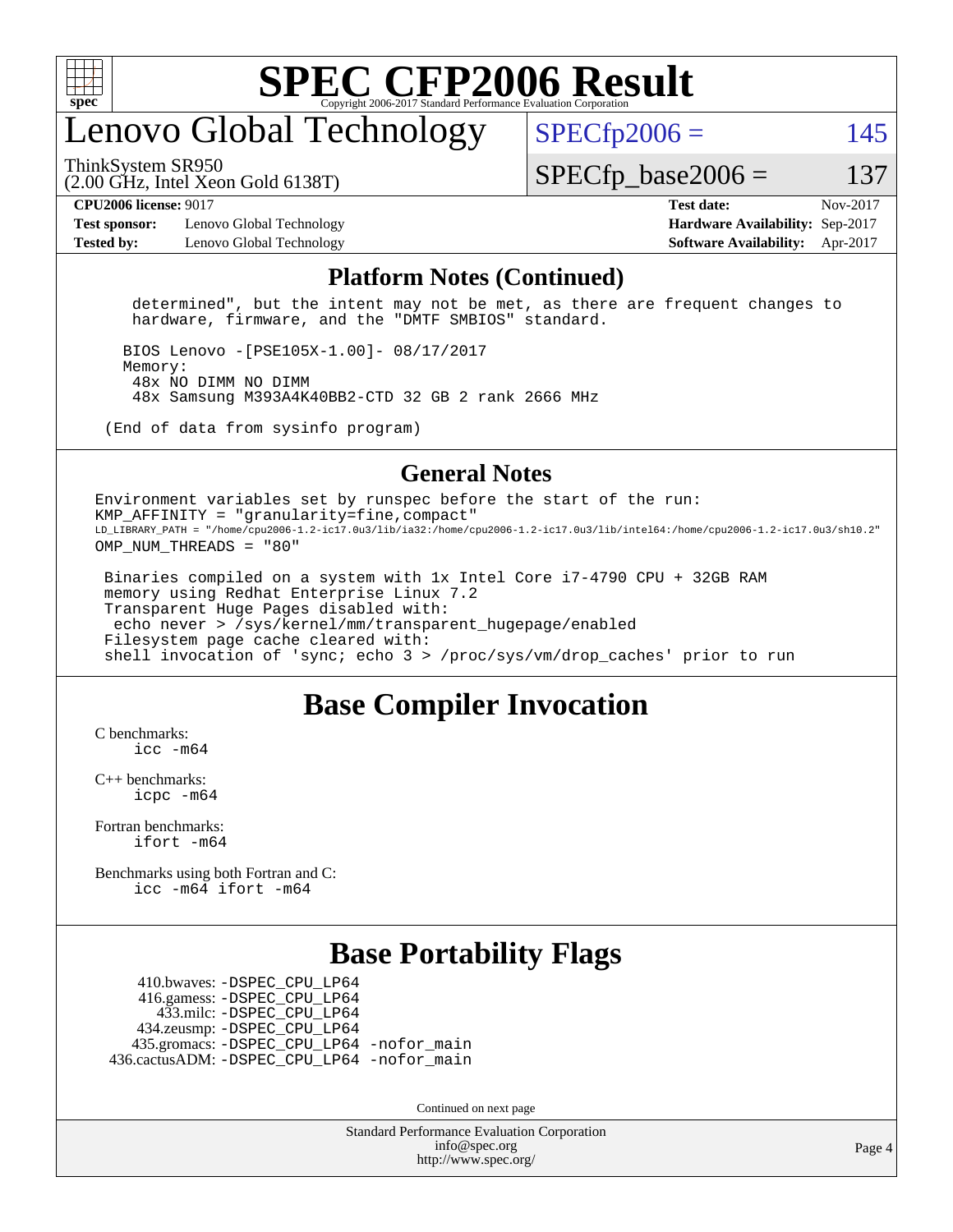# SPEC CFP2006 Result

## Lenovo Global Technology

ThinkSystem SR950
(2.00 GHz, Intel Xeon Gold 6138T)

SPECfp2006 = 145

SPECfp_base2006 = 137

| | | | |
|---|---|---|---|
| **CPU2006 license:** 9017 | | **Test date:** | Nov-2017 |
| **Test sponsor:** | Lenovo Global Technology | **Hardware Availability:** | Sep-2017 |
| **Tested by:** | Lenovo Global Technology | **Software Availability:** | Apr-2017 |

### Platform Notes (Continued)

```
    determined", but the intent may not be met, as there are frequent changes to
    hardware, firmware, and the "DMTF SMBIOS" standard.

   BIOS Lenovo -[PSE105X-1.00]- 08/17/2017
   Memory:
    48x NO DIMM NO DIMM
    48x Samsung M393A4K40BB2-CTD 32 GB 2 rank 2666 MHz

 (End of data from sysinfo program)
```

### General Notes

```
Environment variables set by runspec before the start of the run:
KMP_AFFINITY = "granularity=fine,compact"
LD_LIBRARY_PATH = "/home/cpu2006-1.2-ic17.0u3/lib/ia32:/home/cpu2006-1.2-ic17.0u3/lib/intel64:/home/cpu2006-1.2-ic17.0u3/sh10.2"
OMP_NUM_THREADS = "80"

 Binaries compiled on a system with 1x Intel Core i7-4790 CPU + 32GB RAM
 memory using Redhat Enterprise Linux 7.2
 Transparent Huge Pages disabled with:
  echo never > /sys/kernel/mm/transparent_hugepage/enabled
 Filesystem page cache cleared with:
 shell invocation of 'sync; echo 3 > /proc/sys/vm/drop_caches' prior to run
```

## Base Compiler Invocation

C benchmarks:
 icc -m64

C++ benchmarks:
 icpc -m64

Fortran benchmarks:
 ifort -m64

Benchmarks using both Fortran and C:
 icc -m64 ifort -m64

## Base Portability Flags

410.bwaves: -DSPEC_CPU_LP64
416.gamess: -DSPEC_CPU_LP64
433.milc: -DSPEC_CPU_LP64
434.zeusmp: -DSPEC_CPU_LP64
435.gromacs: -DSPEC_CPU_LP64 -nofor_main
436.cactusADM: -DSPEC_CPU_LP64 -nofor_main

Continued on next page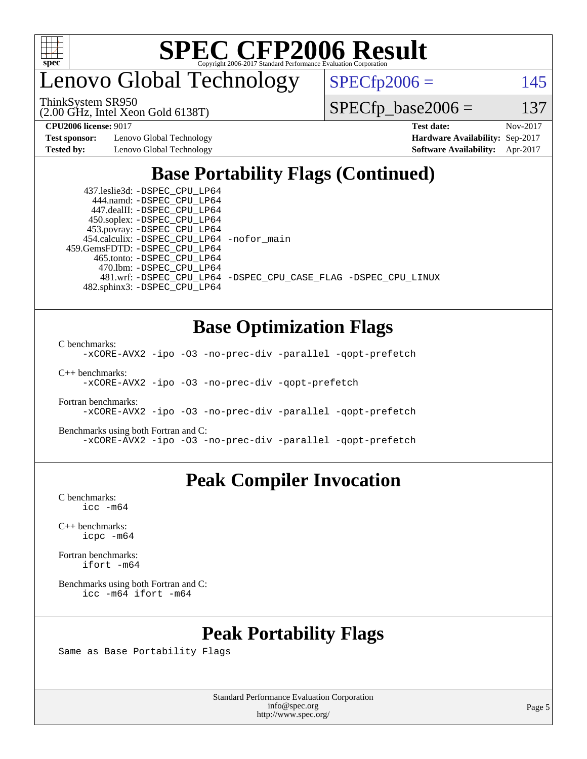# Lenovo Global Technology

ThinkSystem SR950
(2.00 GHz, Intel Xeon Gold 6138T)

SPECfp2006 = 145

SPECfp_base2006 = 137

**CPU2006 license:** 9017
**Test sponsor:** Lenovo Global Technology
**Tested by:** Lenovo Global Technology

**Test date:** Nov-2017
**Hardware Availability:** Sep-2017
**Software Availability:** Apr-2017

## Base Portability Flags (Continued)

```
  437.leslie3d: -DSPEC_CPU_LP64
     444.namd: -DSPEC_CPU_LP64
    447.dealII: -DSPEC_CPU_LP64
   450.soplex: -DSPEC_CPU_LP64
   453.povray: -DSPEC_CPU_LP64
  454.calculix: -DSPEC_CPU_LP64 -nofor_main
459.GemsFDTD: -DSPEC_CPU_LP64
    465.tonto: -DSPEC_CPU_LP64
      470.lbm: -DSPEC_CPU_LP64
      481.wrf: -DSPEC_CPU_LP64 -DSPEC_CPU_CASE_FLAG -DSPEC_CPU_LINUX
  482.sphinx3: -DSPEC_CPU_LP64
```

## Base Optimization Flags

C benchmarks:
```
-xCORE-AVX2 -ipo -O3 -no-prec-div -parallel -qopt-prefetch
```

C++ benchmarks:
```
-xCORE-AVX2 -ipo -O3 -no-prec-div -qopt-prefetch
```

Fortran benchmarks:
```
-xCORE-AVX2 -ipo -O3 -no-prec-div -parallel -qopt-prefetch
```

Benchmarks using both Fortran and C:
```
-xCORE-AVX2 -ipo -O3 -no-prec-div -parallel -qopt-prefetch
```

## Peak Compiler Invocation

C benchmarks:
```
icc -m64
```

C++ benchmarks:
```
icpc -m64
```

Fortran benchmarks:
```
ifort -m64
```

Benchmarks using both Fortran and C:
```
icc -m64 ifort -m64
```

## Peak Portability Flags

Same as Base Portability Flags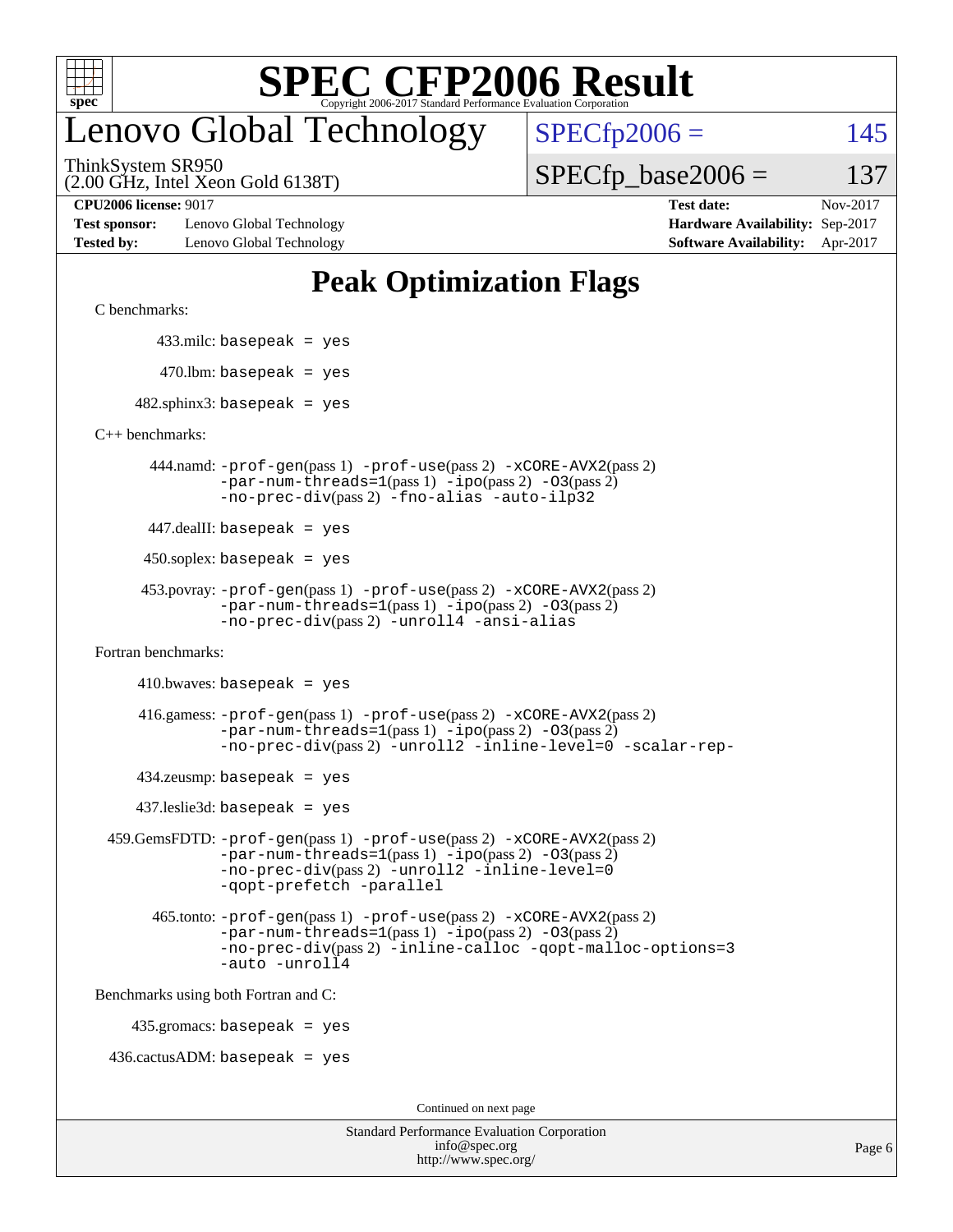# SPEC CFP2006 Result

Copyright 2006-2017 Standard Performance Evaluation Corporation

# Lenovo Global Technology

ThinkSystem SR950
(2.00 GHz, Intel Xeon Gold 6138T)

SPECfp2006 = 145

SPECfp_base2006 = 137

| | | | |
|---|---|---|---|
| **CPU2006 license:** 9017 | | **Test date:** | Nov-2017 |
| **Test sponsor:** | Lenovo Global Technology | **Hardware Availability:** | Sep-2017 |
| **Tested by:** | Lenovo Global Technology | **Software Availability:** | Apr-2017 |

## Peak Optimization Flags

C benchmarks:

433.milc: `basepeak = yes`

470.lbm: `basepeak = yes`

482.sphinx3: `basepeak = yes`

C++ benchmarks:

444.namd: `-prof-gen`(pass 1) `-prof-use`(pass 2) `-xCORE-AVX2`(pass 2) `-par-num-threads=1`(pass 1) `-ipo`(pass 2) `-O3`(pass 2) `-no-prec-div`(pass 2) `-fno-alias` `-auto-ilp32`

447.dealII: `basepeak = yes`

450.soplex: `basepeak = yes`

453.povray: `-prof-gen`(pass 1) `-prof-use`(pass 2) `-xCORE-AVX2`(pass 2) `-par-num-threads=1`(pass 1) `-ipo`(pass 2) `-O3`(pass 2) `-no-prec-div`(pass 2) `-unroll4` `-ansi-alias`

Fortran benchmarks:

410.bwaves: `basepeak = yes`

416.gamess: `-prof-gen`(pass 1) `-prof-use`(pass 2) `-xCORE-AVX2`(pass 2) `-par-num-threads=1`(pass 1) `-ipo`(pass 2) `-O3`(pass 2) `-no-prec-div`(pass 2) `-unroll2` `-inline-level=0` `-scalar-rep-`

434.zeusmp: `basepeak = yes`

437.leslie3d: `basepeak = yes`

459.GemsFDTD: `-prof-gen`(pass 1) `-prof-use`(pass 2) `-xCORE-AVX2`(pass 2) `-par-num-threads=1`(pass 1) `-ipo`(pass 2) `-O3`(pass 2) `-no-prec-div`(pass 2) `-unroll2` `-inline-level=0` `-qopt-prefetch` `-parallel`

465.tonto: `-prof-gen`(pass 1) `-prof-use`(pass 2) `-xCORE-AVX2`(pass 2) `-par-num-threads=1`(pass 1) `-ipo`(pass 2) `-O3`(pass 2) `-no-prec-div`(pass 2) `-inline-calloc` `-qopt-malloc-options=3` `-auto` `-unroll4`

Benchmarks using both Fortran and C:

435.gromacs: `basepeak = yes`

436.cactusADM: `basepeak = yes`

Continued on next page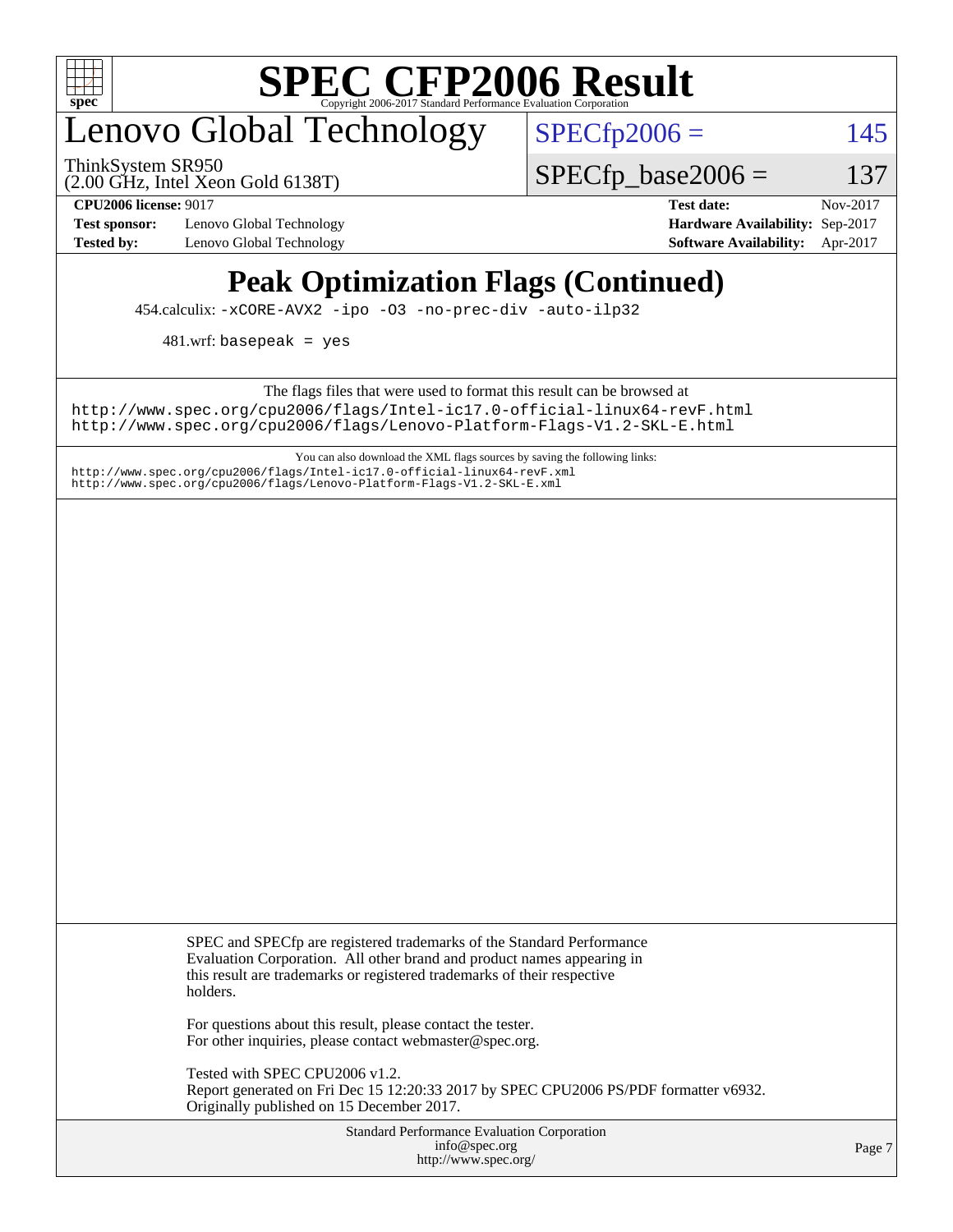# Lenovo Global Technology

ThinkSystem SR950
(2.00 GHz, Intel Xeon Gold 6138T)

SPECfp2006 = 145

SPECfp_base2006 = 137

**CPU2006 license:** 9017
**Test sponsor:** Lenovo Global Technology
**Tested by:** Lenovo Global Technology

**Test date:** Nov-2017
**Hardware Availability:** Sep-2017
**Software Availability:** Apr-2017

## Peak Optimization Flags (Continued)

454.calculix: `-xCORE-AVX2 -ipo -O3 -no-prec-div -auto-ilp32`

481.wrf: `basepeak = yes`

The flags files that were used to format this result can be browsed at
http://www.spec.org/cpu2006/flags/Intel-ic17.0-official-linux64-revF.html
http://www.spec.org/cpu2006/flags/Lenovo-Platform-Flags-V1.2-SKL-E.html

You can also download the XML flags sources by saving the following links:
http://www.spec.org/cpu2006/flags/Intel-ic17.0-official-linux64-revF.xml
http://www.spec.org/cpu2006/flags/Lenovo-Platform-Flags-V1.2-SKL-E.xml

SPEC and SPECfp are registered trademarks of the Standard Performance Evaluation Corporation. All other brand and product names appearing in this result are trademarks or registered trademarks of their respective holders.

For questions about this result, please contact the tester.
For other inquiries, please contact webmaster@spec.org.

Tested with SPEC CPU2006 v1.2.
Report generated on Fri Dec 15 12:20:33 2017 by SPEC CPU2006 PS/PDF formatter v6932.
Originally published on 15 December 2017.